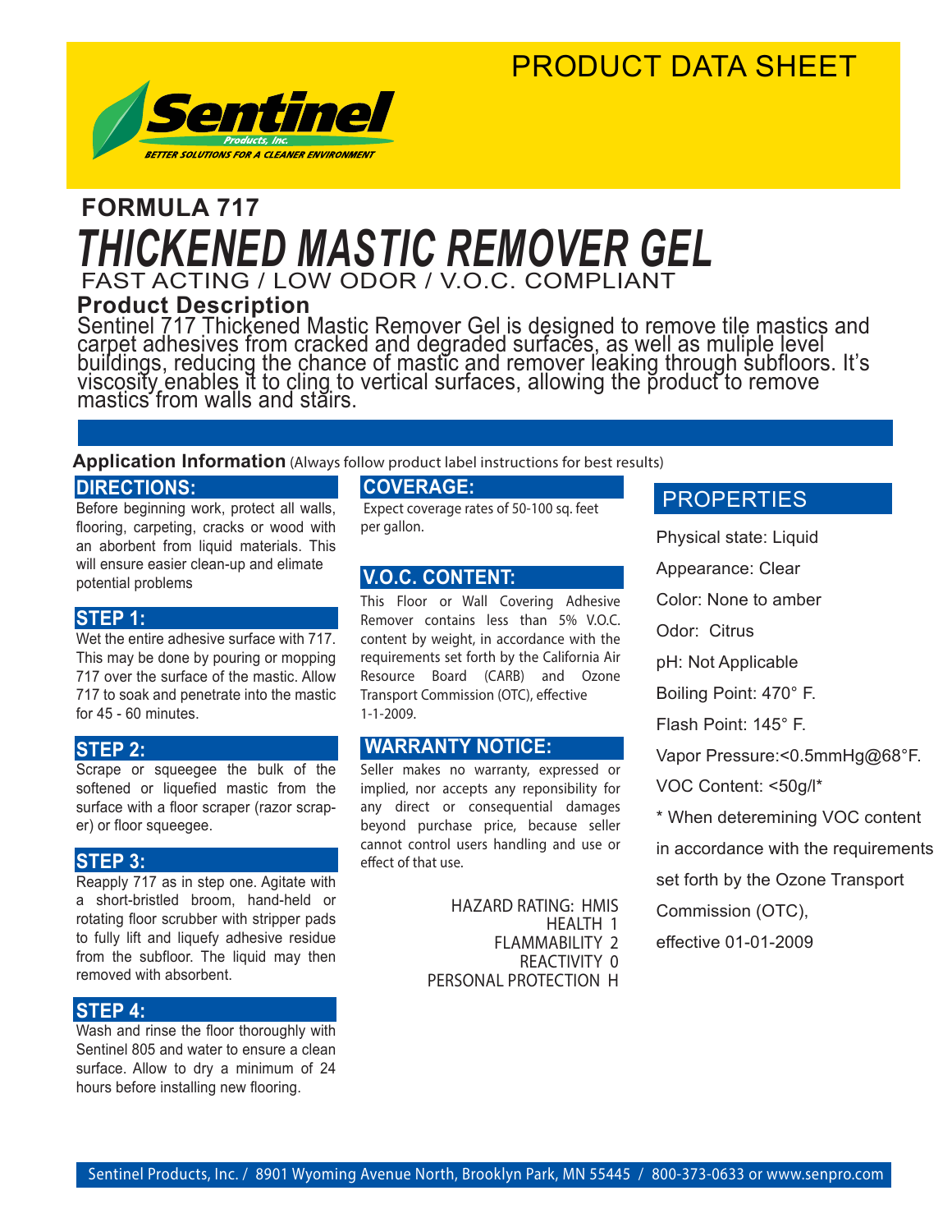# PRODUCT DATA SHEET

**Sentinel** Products, Inc.
BETTER SOLUTIONS FOR A CLEANER ENVIRONMENT

## FORMULA 717

# *THICKENED MASTIC REMOVER GEL*

FAST ACTING / LOW ODOR / V.O.C. COMPLIANT

### Product Description

Sentinel 717 Thickened Mastic Remover Gel is designed to remove tile mastics and carpet adhesives from cracked and degraded surfaces, as well as muliple level buildings, reducing the chance of mastic and remover leaking through subfloors. It's viscosity enables it to cling to vertical surfaces, allowing the product to remove mastics from walls and stairs.

### Application Information (Always follow product label instructions for best results)

#### DIRECTIONS:

Before beginning work, protect all walls, flooring, carpeting, cracks or wood with an aborbent from liquid materials. This will ensure easier clean-up and elimate potential problems

#### STEP 1:

Wet the entire adhesive surface with 717. This may be done by pouring or mopping 717 over the surface of the mastic. Allow 717 to soak and penetrate into the mastic for 45 - 60 minutes.

#### STEP 2:

Scrape or squeegee the bulk of the softened or liquefied mastic from the surface with a floor scraper (razor scraper) or floor squeegee.

#### STEP 3:

Reapply 717 as in step one. Agitate with a short-bristled broom, hand-held or rotating floor scrubber with stripper pads to fully lift and liquefy adhesive residue from the subfloor. The liquid may then removed with absorbent.

#### STEP 4:

Wash and rinse the floor thoroughly with Sentinel 805 and water to ensure a clean surface. Allow to dry a minimum of 24 hours before installing new flooring.

#### COVERAGE:

Expect coverage rates of 50-100 sq. feet per gallon.

#### V.O.C. CONTENT:

This Floor or Wall Covering Adhesive Remover contains less than 5% V.O.C. content by weight, in accordance with the requirements set forth by the California Air Resource Board (CARB) and Ozone Transport Commission (OTC), effective 1-1-2009.

#### WARRANTY NOTICE:

Seller makes no warranty, expressed or implied, nor accepts any reponsibility for any direct or consequential damages beyond purchase price, because seller cannot control users handling and use or effect of that use.

HAZARD RATING: HMIS
HEALTH 1
FLAMMABILITY 2
REACTIVITY 0
PERSONAL PROTECTION H

#### PROPERTIES

Physical state: Liquid

Appearance: Clear

Color: None to amber

Odor: Citrus

pH: Not Applicable

Boiling Point: 470° F.

Flash Point: 145° F.

Vapor Pressure:<0.5mmHg@68°F.

VOC Content: <50g/l*

* When deteremining VOC content in accordance with the requirements set forth by the Ozone Transport Commission (OTC), effective 01-01-2009

Sentinel Products, Inc. / 8901 Wyoming Avenue North, Brooklyn Park, MN 55445 / 800-373-0633 or www.senpro.com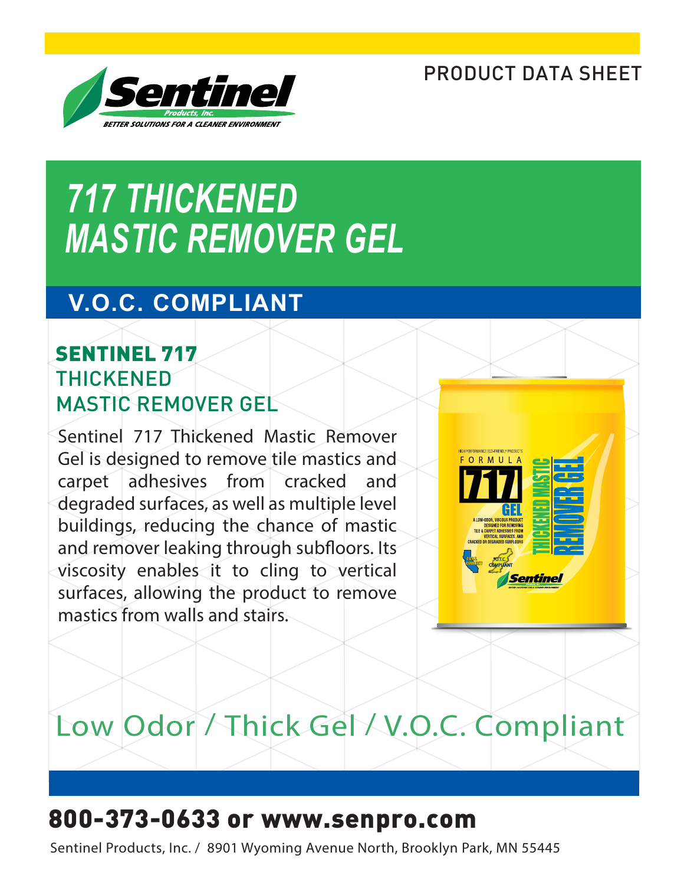PRODUCT DATA SHEET

# 717 THICKENED MASTIC REMOVER GEL

## V.O.C. COMPLIANT

### SENTINEL 717 THICKENED MASTIC REMOVER GEL

Sentinel 717 Thickened Mastic Remover Gel is designed to remove tile mastics and carpet adhesives from cracked and degraded surfaces, as well as multiple level buildings, reducing the chance of mastic and remover leaking through subfloors. Its viscosity enables it to cling to vertical surfaces, allowing the product to remove mastics from walls and stairs.

Low Odor / Thick Gel / V.O.C. Compliant

**800-373-0633 or www.senpro.com**

Sentinel Products, Inc. / 8901 Wyoming Avenue North, Brooklyn Park, MN 55445